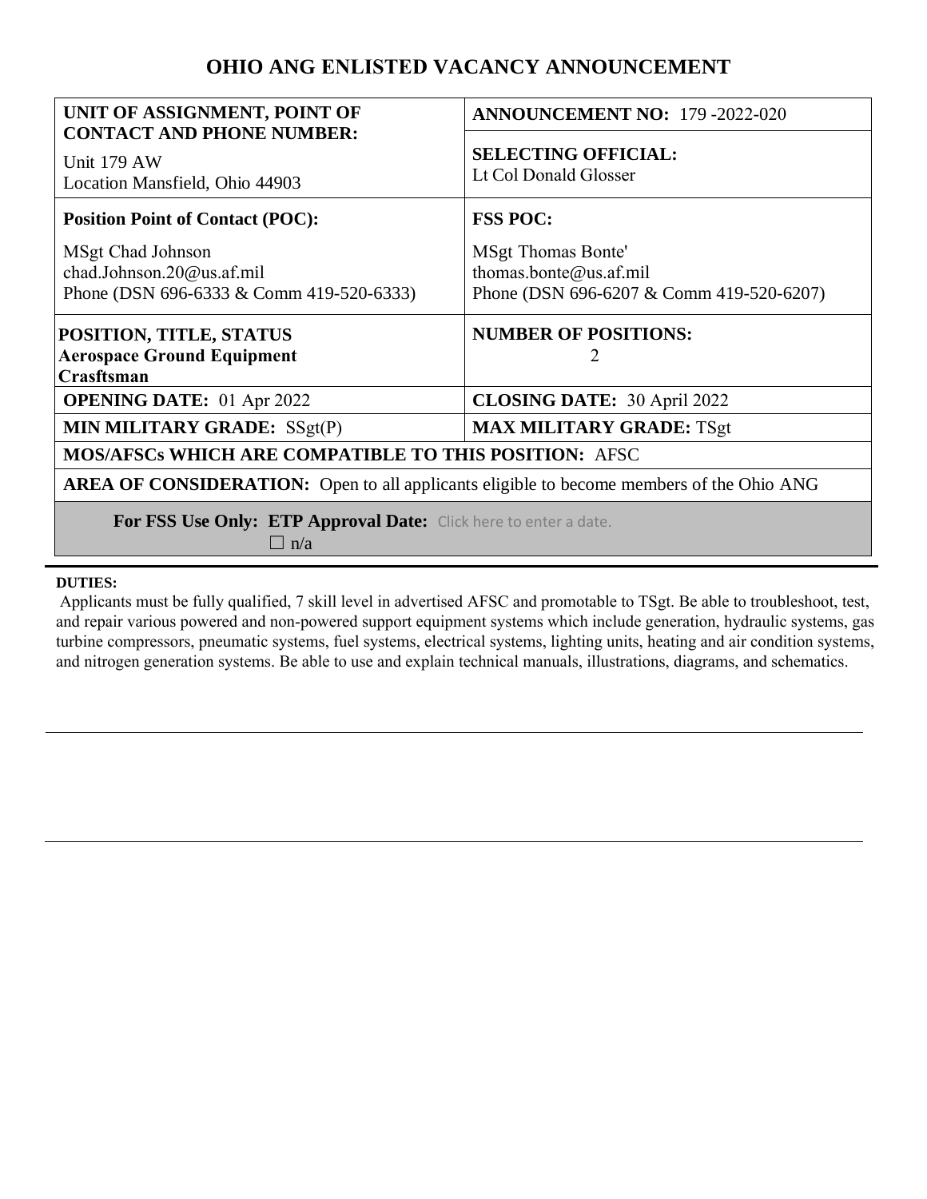# OHIO ANG ENLISTED VACANCY ANNOUNCEMENT

| **UNIT OF ASSIGNMENT, POINT OF CONTACT AND PHONE NUMBER:**<br>Unit 179 AW<br>Location Mansfield, Ohio 44903 | **ANNOUNCEMENT NO:** 179 -2022-020<br><br>**SELECTING OFFICIAL:**<br>Lt Col Donald Glosser |
|---|---|
| **Position Point of Contact (POC):**<br>MSgt Chad Johnson<br>chad.Johnson.20@us.af.mil<br>Phone (DSN 696-6333 & Comm 419-520-6333) | **FSS POC:**<br>MSgt Thomas Bonte'<br>thomas.bonte@us.af.mil<br>Phone (DSN 696-6207 & Comm 419-520-6207) |
| **POSITION, TITLE, STATUS**<br>**Aerospace Ground Equipment Crasftsman** | **NUMBER OF POSITIONS:**<br>2 |
| **OPENING DATE:** 01 Apr 2022 | **CLOSING DATE:** 30 April 2022 |
| **MIN MILITARY GRADE:** SSgt(P) | **MAX MILITARY GRADE:** TSgt |
| **MOS/AFSCs WHICH ARE COMPATIBLE TO THIS POSITION:** AFSC | |
| **AREA OF CONSIDERATION:** Open to all applicants eligible to become members of the Ohio ANG | |
| **For FSS Use Only: ETP Approval Date:** Click here to enter a date.<br>☐ n/a | |

**DUTIES:**

Applicants must be fully qualified, 7 skill level in advertised AFSC and promotable to TSgt. Be able to troubleshoot, test, and repair various powered and non-powered support equipment systems which include generation, hydraulic systems, gas turbine compressors, pneumatic systems, fuel systems, electrical systems, lighting units, heating and air condition systems, and nitrogen generation systems. Be able to use and explain technical manuals, illustrations, diagrams, and schematics.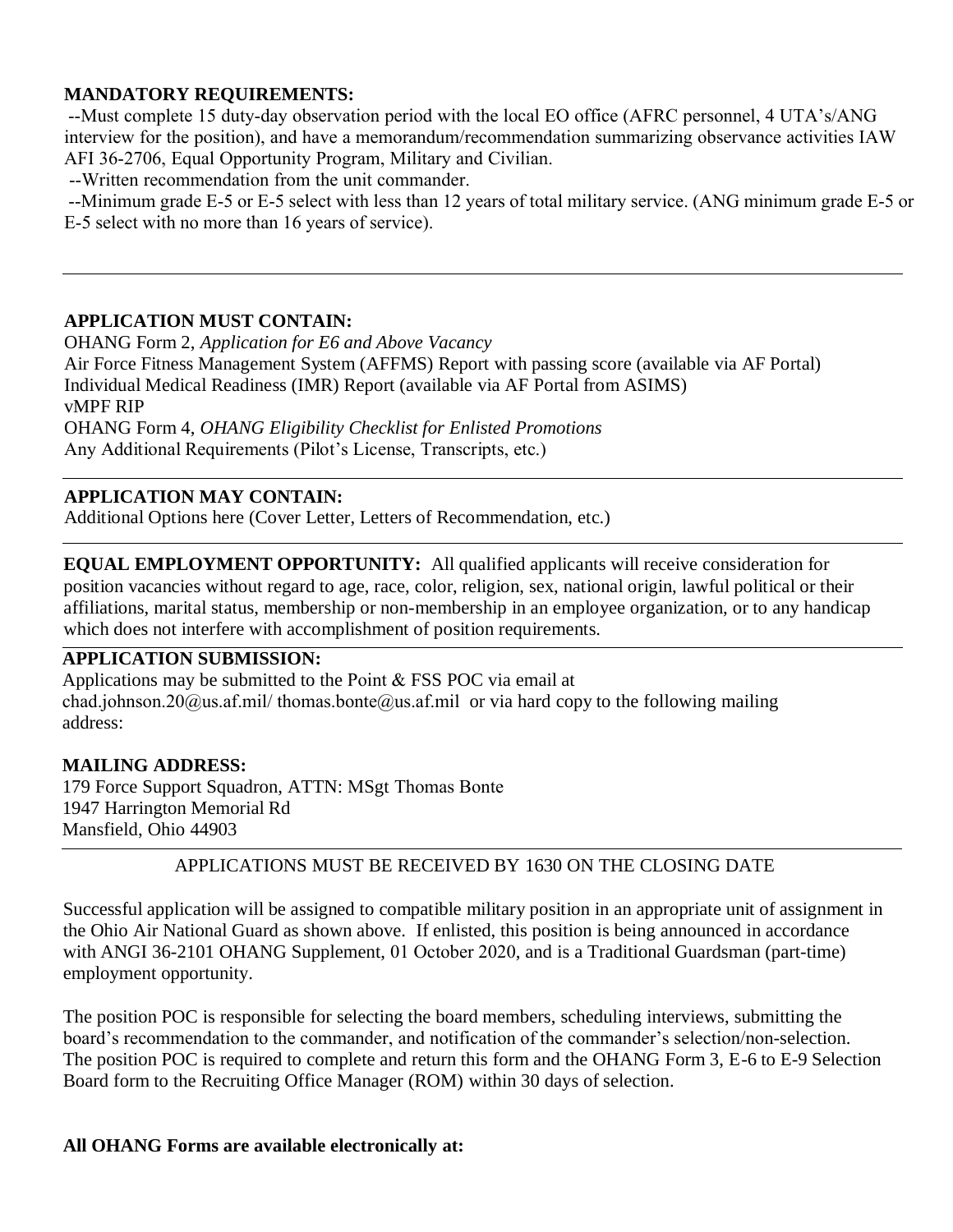**MANDATORY REQUIREMENTS:**

--Must complete 15 duty-day observation period with the local EO office (AFRC personnel, 4 UTA's/ANG interview for the position), and have a memorandum/recommendation summarizing observance activities IAW AFI 36-2706, Equal Opportunity Program, Military and Civilian.

--Written recommendation from the unit commander.

--Minimum grade E-5 or E-5 select with less than 12 years of total military service. (ANG minimum grade E-5 or E-5 select with no more than 16 years of service).

---

**APPLICATION MUST CONTAIN:**

OHANG Form 2, *Application for E6 and Above Vacancy*
Air Force Fitness Management System (AFFMS) Report with passing score (available via AF Portal)
Individual Medical Readiness (IMR) Report (available via AF Portal from ASIMS)
vMPF RIP
OHANG Form 4, *OHANG Eligibility Checklist for Enlisted Promotions*
Any Additional Requirements (Pilot's License, Transcripts, etc.)

---

**APPLICATION MAY CONTAIN:**

Additional Options here (Cover Letter, Letters of Recommendation, etc.)

---

**EQUAL EMPLOYMENT OPPORTUNITY:** All qualified applicants will receive consideration for position vacancies without regard to age, race, color, religion, sex, national origin, lawful political or their affiliations, marital status, membership or non-membership in an employee organization, or to any handicap which does not interfere with accomplishment of position requirements.

---

**APPLICATION SUBMISSION:**

Applications may be submitted to the Point & FSS POC via email at chad.johnson.20@us.af.mil/ thomas.bonte@us.af.mil or via hard copy to the following mailing address:

**MAILING ADDRESS:**

179 Force Support Squadron, ATTN: MSgt Thomas Bonte
1947 Harrington Memorial Rd
Mansfield, Ohio 44903

---

APPLICATIONS MUST BE RECEIVED BY 1630 ON THE CLOSING DATE

Successful application will be assigned to compatible military position in an appropriate unit of assignment in the Ohio Air National Guard as shown above. If enlisted, this position is being announced in accordance with ANGI 36-2101 OHANG Supplement, 01 October 2020, and is a Traditional Guardsman (part-time) employment opportunity.

The position POC is responsible for selecting the board members, scheduling interviews, submitting the board's recommendation to the commander, and notification of the commander's selection/non-selection. The position POC is required to complete and return this form and the OHANG Form 3, E-6 to E-9 Selection Board form to the Recruiting Office Manager (ROM) within 30 days of selection.

**All OHANG Forms are available electronically at:**